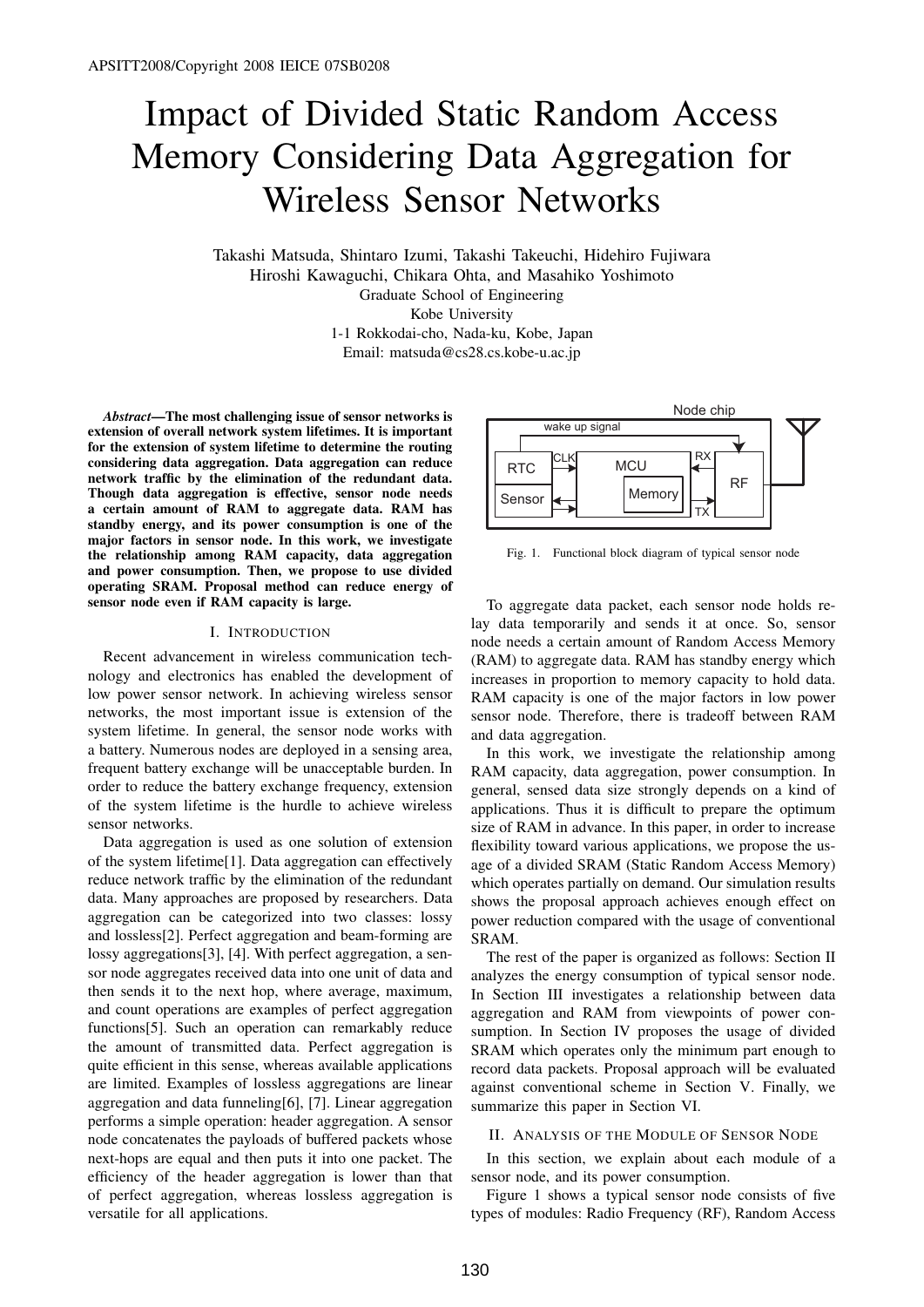# Impact of Divided Static Random Access Memory Considering Data Aggregation for Wireless Sensor Networks

Takashi Matsuda, Shintaro Izumi, Takashi Takeuchi, Hidehiro Fujiwara
Hiroshi Kawaguchi, Chikara Ohta, and Masahiko Yoshimoto
Graduate School of Engineering
Kobe University
1-1 Rokkodai-cho, Nada-ku, Kobe, Japan
Email: matsuda@cs28.cs.kobe-u.ac.jp

***Abstract*—The most challenging issue of sensor networks is extension of overall network system lifetimes. It is important for the extension of system lifetime to determine the routing considering data aggregation. Data aggregation can reduce network traffic by the elimination of the redundant data. Though data aggregation is effective, sensor node needs a certain amount of RAM to aggregate data. RAM has standby energy, and its power consumption is one of the major factors in sensor node. In this work, we investigate the relationship among RAM capacity, data aggregation and power consumption. Then, we propose to use divided operating SRAM. Proposal method can reduce energy of sensor node even if RAM capacity is large.**

## I. Introduction

Recent advancement in wireless communication technology and electronics has enabled the development of low power sensor network. In achieving wireless sensor networks, the most important issue is extension of the system lifetime. In general, the sensor node works with a battery. Numerous nodes are deployed in a sensing area, frequent battery exchange will be unacceptable burden. In order to reduce the battery exchange frequency, extension of the system lifetime is the hurdle to achieve wireless sensor networks.

Data aggregation is used as one solution of extension of the system lifetime[1]. Data aggregation can effectively reduce network traffic by the elimination of the redundant data. Many approaches are proposed by researchers. Data aggregation can be categorized into two classes: lossy and lossless[2]. Perfect aggregation and beam-forming are lossy aggregations[3], [4]. With perfect aggregation, a sensor node aggregates received data into one unit of data and then sends it to the next hop, where average, maximum, and count operations are examples of perfect aggregation functions[5]. Such an operation can remarkably reduce the amount of transmitted data. Perfect aggregation is quite efficient in this sense, whereas available applications are limited. Examples of lossless aggregations are linear aggregation and data funneling[6], [7]. Linear aggregation performs a simple operation: header aggregation. A sensor node concatenates the payloads of buffered packets whose next-hops are equal and then puts it into one packet. The efficiency of the header aggregation is lower than that of perfect aggregation, whereas lossless aggregation is versatile for all applications.

Node chip
wake up signal
RTC
CLK
MCU
RX
RF
Sensor
Memory
TX

Fig. 1. Functional block diagram of typical sensor node

To aggregate data packet, each sensor node holds relay data temporarily and sends it at once. So, sensor node needs a certain amount of Random Access Memory (RAM) to aggregate data. RAM has standby energy which increases in proportion to memory capacity to hold data. RAM capacity is one of the major factors in low power sensor node. Therefore, there is tradeoff between RAM and data aggregation.

In this work, we investigate the relationship among RAM capacity, data aggregation, power consumption. In general, sensed data size strongly depends on a kind of applications. Thus it is difficult to prepare the optimum size of RAM in advance. In this paper, in order to increase flexibility toward various applications, we propose the usage of a divided SRAM (Static Random Access Memory) which operates partially on demand. Our simulation results shows the proposal approach achieves enough effect on power reduction compared with the usage of conventional SRAM.

The rest of the paper is organized as follows: Section II analyzes the energy consumption of typical sensor node. In Section III investigates a relationship between data aggregation and RAM from viewpoints of power consumption. In Section IV proposes the usage of divided SRAM which operates only the minimum part enough to record data packets. Proposal approach will be evaluated against conventional scheme in Section V. Finally, we summarize this paper in Section VI.

## II. Analysis of the Module of Sensor Node

In this section, we explain about each module of a sensor node, and its power consumption.

Figure 1 shows a typical sensor node consists of five types of modules: Radio Frequency (RF), Random Access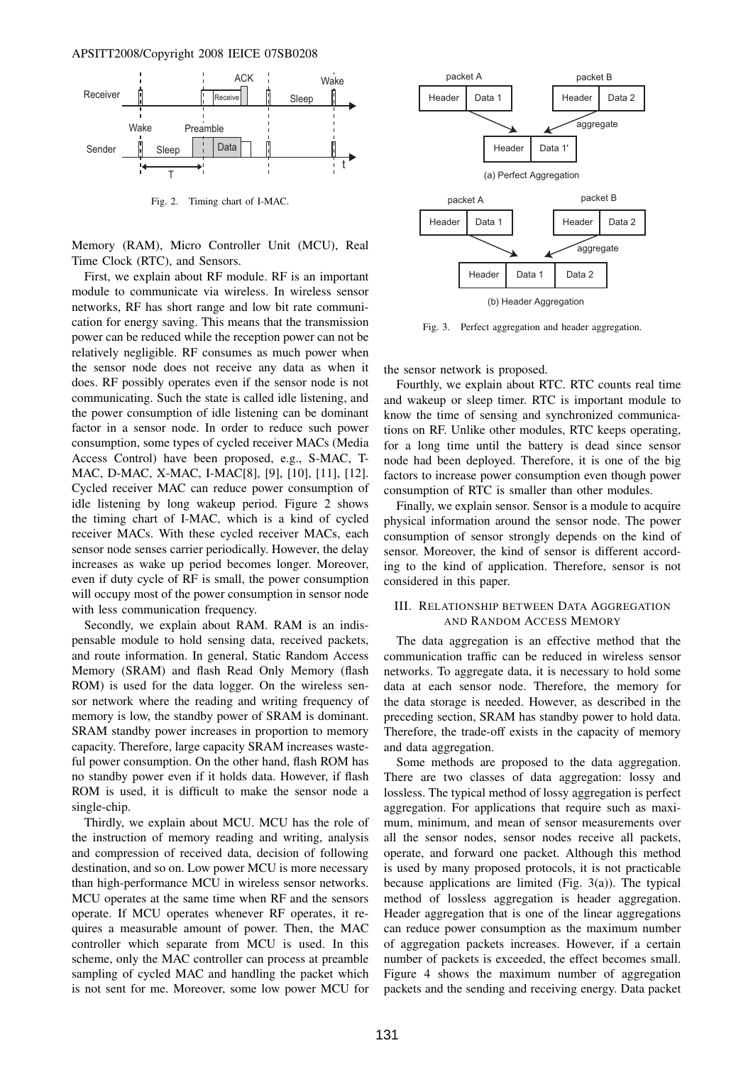Receiver

Sender

ACK

Wake

Receive

Sleep

Wake

Preamble

Sleep

Data

T

t

Fig. 2. Timing chart of I-MAC.

Memory (RAM), Micro Controller Unit (MCU), Real Time Clock (RTC), and Sensors.

First, we explain about RF module. RF is an important module to communicate via wireless. In wireless sensor networks, RF has short range and low bit rate communication for energy saving. This means that the transmission power can be reduced while the reception power can not be relatively negligible. RF consumes as much power when the sensor node does not receive any data as when it does. RF possibly operates even if the sensor node is not communicating. Such the state is called idle listening, and the power consumption of idle listening can be dominant factor in a sensor node. In order to reduce such power consumption, some types of cycled receiver MACs (Media Access Control) have been proposed, e.g., S-MAC, T-MAC, D-MAC, X-MAC, I-MAC[8], [9], [10], [11], [12]. Cycled receiver MAC can reduce power consumption of idle listening by long wakeup period. Figure 2 shows the timing chart of I-MAC, which is a kind of cycled receiver MACs. With these cycled receiver MACs, each sensor node senses carrier periodically. However, the delay increases as wake up period becomes longer. Moreover, even if duty cycle of RF is small, the power consumption will occupy most of the power consumption in sensor node with less communication frequency.

Secondly, we explain about RAM. RAM is an indispensable module to hold sensing data, received packets, and route information. In general, Static Random Access Memory (SRAM) and flash Read Only Memory (flash ROM) is used for the data logger. On the wireless sensor network where the reading and writing frequency of memory is low, the standby power of SRAM is dominant. SRAM standby power increases in proportion to memory capacity. Therefore, large capacity SRAM increases wasteful power consumption. On the other hand, flash ROM has no standby power even if it holds data. However, if flash ROM is used, it is difficult to make the sensor node a single-chip.

Thirdly, we explain about MCU. MCU has the role of the instruction of memory reading and writing, analysis and compression of received data, decision of following destination, and so on. Low power MCU is more necessary than high-performance MCU in wireless sensor networks. MCU operates at the same time when RF and the sensors operate. If MCU operates whenever RF operates, it requires a measurable amount of power. Then, the MAC controller which separate from MCU is used. In this scheme, only the MAC controller can process at preamble sampling of cycled MAC and handling the packet which is not sent for me. Moreover, some low power MCU for the sensor network is proposed.

packet A

Header | Data 1

packet B

Header | Data 2

aggregate

Header | Data 1'

(a) Perfect Aggregation

packet A

Header | Data 1

packet B

Header | Data 2

aggregate

Header | Data 1 | Data 2

(b) Header Aggregation

Fig. 3. Perfect aggregation and header aggregation.

Fourthly, we explain about RTC. RTC counts real time and wakeup or sleep timer. RTC is important module to know the time of sensing and synchronized communications on RF. Unlike other modules, RTC keeps operating, for a long time until the battery is dead since sensor node had been deployed. Therefore, it is one of the big factors to increase power consumption even though power consumption of RTC is smaller than other modules.

Finally, we explain sensor. Sensor is a module to acquire physical information around the sensor node. The power consumption of sensor strongly depends on the kind of sensor. Moreover, the kind of sensor is different according to the kind of application. Therefore, sensor is not considered in this paper.

## III. Relationship between Data Aggregation and Random Access Memory

The data aggregation is an effective method that the communication traffic can be reduced in wireless sensor networks. To aggregate data, it is necessary to hold some data at each sensor node. Therefore, the memory for the data storage is needed. However, as described in the preceding section, SRAM has standby power to hold data. Therefore, the trade-off exists in the capacity of memory and data aggregation.

Some methods are proposed to the data aggregation. There are two classes of data aggregation: lossy and lossless. The typical method of lossy aggregation is perfect aggregation. For applications that require such as maximum, minimum, and mean of sensor measurements over all the sensor nodes, sensor nodes receive all packets, operate, and forward one packet. Although this method is used by many proposed protocols, it is not practicable because applications are limited (Fig. 3(a)). The typical method of lossless aggregation is header aggregation. Header aggregation that is one of the linear aggregations can reduce power consumption as the maximum number of aggregation packets increases. However, if a certain number of packets is exceeded, the effect becomes small. Figure 4 shows the maximum number of aggregation packets and the sending and receiving energy. Data packet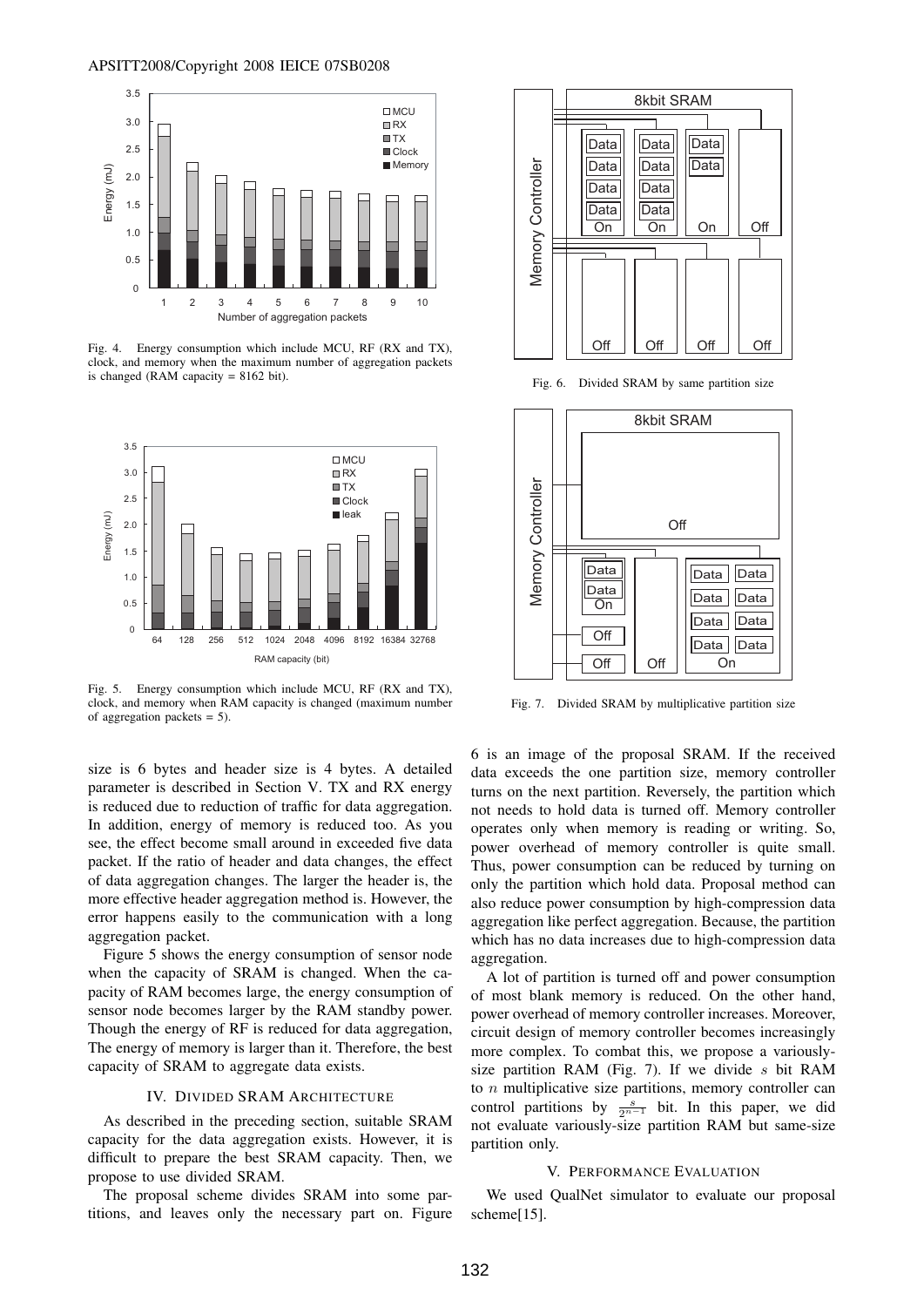3.5
3.0
2.5
2.0
1.5
1.0
0.5
0
Energy (mJ)
MCU
RX
TX
Clock
Memory
1 2 3 4 5 6 7 8 9 10
Number of aggregation packets

Fig. 4. Energy consumption which include MCU, RF (RX and TX), clock, and memory when the maximum number of aggregation packets is changed (RAM capacity = 8162 bit).

3.5
3.0
2.5
2.0
1.5
1.0
0.5
0
Energy (mJ)
MCU
RX
TX
Clock
leak
64 128 256 512 1024 2048 4096 8192 16384 32768
RAM capacity (bit)

Fig. 5. Energy consumption which include MCU, RF (RX and TX), clock, and memory when RAM capacity is changed (maximum number of aggregation packets = 5).

size is 6 bytes and header size is 4 bytes. A detailed parameter is described in Section V. TX and RX energy is reduced due to reduction of traffic for data aggregation. In addition, energy of memory is reduced too. As you see, the effect become small around in exceeded five data packet. If the ratio of header and data changes, the effect of data aggregation changes. The larger the header is, the more effective header aggregation method is. However, the error happens easily to the communication with a long aggregation packet.

Figure 5 shows the energy consumption of sensor node when the capacity of SRAM is changed. When the capacity of RAM becomes large, the energy consumption of sensor node becomes larger by the RAM standby power. Though the energy of RF is reduced for data aggregation, The energy of memory is larger than it. Therefore, the best capacity of SRAM to aggregate data exists.

## IV. Divided SRAM Architecture

As described in the preceding section, suitable SRAM capacity for the data aggregation exists. However, it is difficult to prepare the best SRAM capacity. Then, we propose to use divided SRAM.

The proposal scheme divides SRAM into some partitions, and leaves only the necessary part on. Figure 6 is an image of the proposal SRAM. If the received data exceeds the one partition size, memory controller turns on the next partition. Reversely, the partition which not needs to hold data is turned off. Memory controller operates only when memory is reading or writing. So, power overhead of memory controller is quite small. Thus, power consumption can be reduced by turning on only the partition which hold data. Proposal method can also reduce power consumption by high-compression data aggregation like perfect aggregation. Because, the partition which has no data increases due to high-compression data aggregation.

Memory Controller
8kbit SRAM
Data Data Data
Data Data Data
Data Data
Data Data
On On On Off
Off Off Off Off

Fig. 6. Divided SRAM by same partition size

Memory Controller
8kbit SRAM
Off
Data
Data
On
Off
Off Off
Data Data
Data Data
Data Data
Data Data
On

Fig. 7. Divided SRAM by multiplicative partition size

A lot of partition is turned off and power consumption of most blank memory is reduced. On the other hand, power overhead of memory controller increases. Moreover, circuit design of memory controller becomes increasingly more complex. To combat this, we propose a variously-size partition RAM (Fig. 7). If we divide $s$ bit RAM to $n$ multiplicative size partitions, memory controller can control partitions by $\frac{s}{2^{n-1}}$ bit. In this paper, we did not evaluate variously-size partition RAM but same-size partition only.

## V. Performance Evaluation

We used QualNet simulator to evaluate our proposal scheme[15].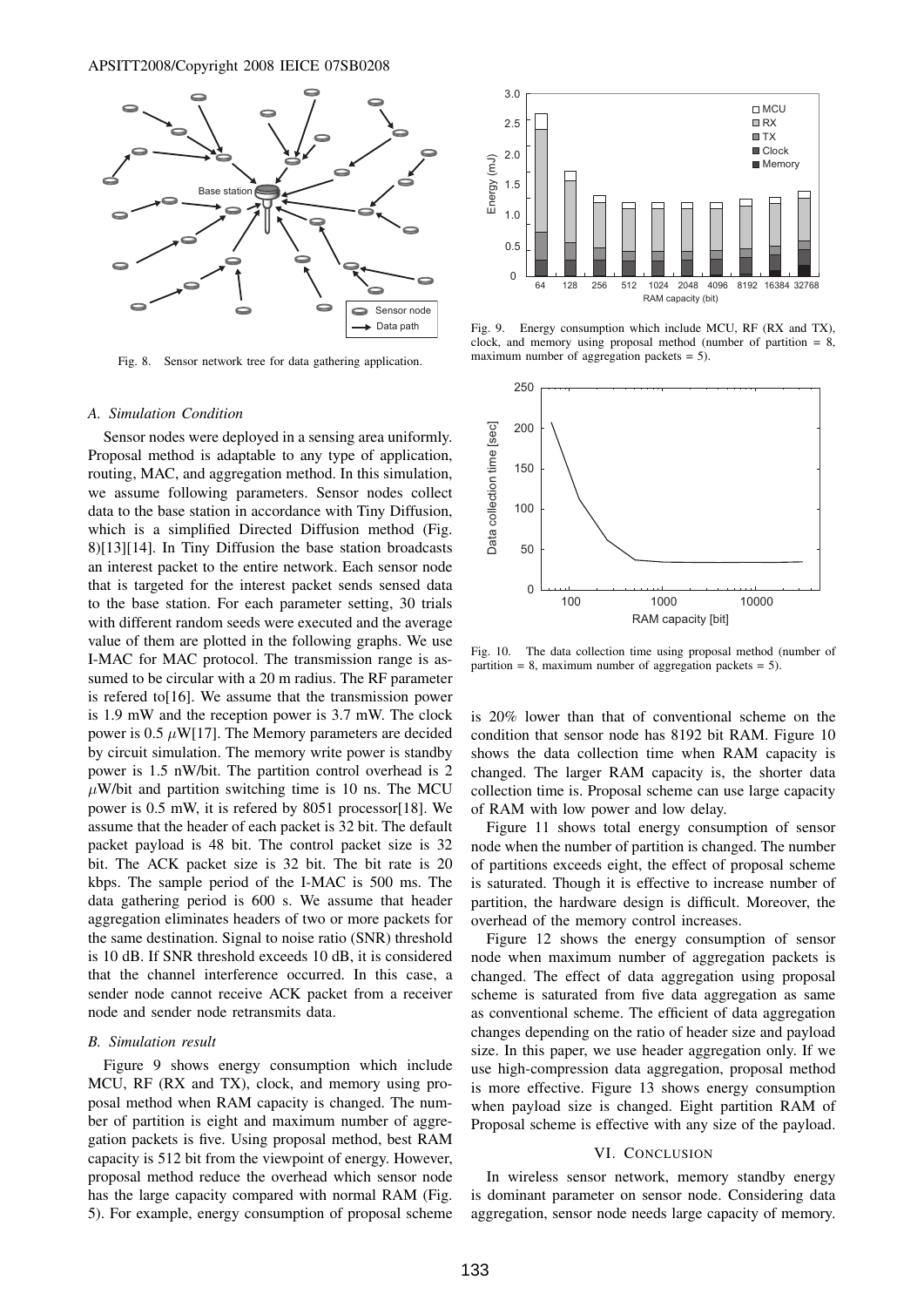Fig. 8. Sensor network tree for data gathering application.

### A. Simulation Condition

Sensor nodes were deployed in a sensing area uniformly. Proposal method is adaptable to any type of application, routing, MAC, and aggregation method. In this simulation, we assume following parameters. Sensor nodes collect data to the base station in accordance with Tiny Diffusion, which is a simplified Directed Diffusion method (Fig. 8)[13][14]. In Tiny Diffusion the base station broadcasts an interest packet to the entire network. Each sensor node that is targeted for the interest packet sends sensed data to the base station. For each parameter setting, 30 trials with different random seeds were executed and the average value of them are plotted in the following graphs. We use I-MAC for MAC protocol. The transmission range is assumed to be circular with a 20 m radius. The RF parameter is refered to[16]. We assume that the transmission power is 1.9 mW and the reception power is 3.7 mW. The clock power is 0.5 $\mu$W[17]. The Memory parameters are decided by circuit simulation. The memory write power is standby power is 1.5 nW/bit. The partition control overhead is 2 $\mu$W/bit and partition switching time is 10 ns. The MCU power is 0.5 mW, it is refered by 8051 processor[18]. We assume that the header of each packet is 32 bit. The default packet payload is 48 bit. The control packet size is 32 bit. The ACK packet size is 32 bit. The bit rate is 20 kbps. The sample period of the I-MAC is 500 ms. The data gathering period is 600 s. We assume that header aggregation eliminates headers of two or more packets for the same destination. Signal to noise ratio (SNR) threshold is 10 dB. If SNR threshold exceeds 10 dB, it is considered that the channel interference occurred. In this case, a sender node cannot receive ACK packet from a receiver node and sender node retransmits data.

### B. Simulation result

Figure 9 shows energy consumption which include MCU, RF (RX and TX), clock, and memory using proposal method when RAM capacity is changed. The number of partition is eight and maximum number of aggregation packets is five. Using proposal method, best RAM capacity is 512 bit from the viewpoint of energy. However, proposal method reduce the overhead which sensor node has the large capacity compared with normal RAM (Fig. 5). For example, energy consumption of proposal scheme is 20% lower than that of conventional scheme on the condition that sensor node has 8192 bit RAM. Figure 10 shows the data collection time when RAM capacity is changed. The larger RAM capacity is, the shorter data collection time is. Proposal scheme can use large capacity of RAM with low power and low delay.

Fig. 9. Energy consumption which include MCU, RF (RX and TX), clock, and memory using proposal method (number of partition = 8, maximum number of aggregation packets = 5).

Fig. 10. The data collection time using proposal method (number of partition = 8, maximum number of aggregation packets = 5).

Figure 11 shows total energy consumption of sensor node when the number of partition is changed. The number of partitions exceeds eight, the effect of proposal scheme is saturated. Though it is effective to increase number of partition, the hardware design is difficult. Moreover, the overhead of the memory control increases.

Figure 12 shows the energy consumption of sensor node when maximum number of aggregation packets is changed. The effect of data aggregation using proposal scheme is saturated from five data aggregation as same as conventional scheme. The efficient of data aggregation changes depending on the ratio of header size and payload size. In this paper, we use header aggregation only. If we use high-compression data aggregation, proposal method is more effective. Figure 13 shows energy consumption when payload size is changed. Eight partition RAM of Proposal scheme is effective with any size of the payload.

## VI. Conclusion

In wireless sensor network, memory standby energy is dominant parameter on sensor node. Considering data aggregation, sensor node needs large capacity of memory.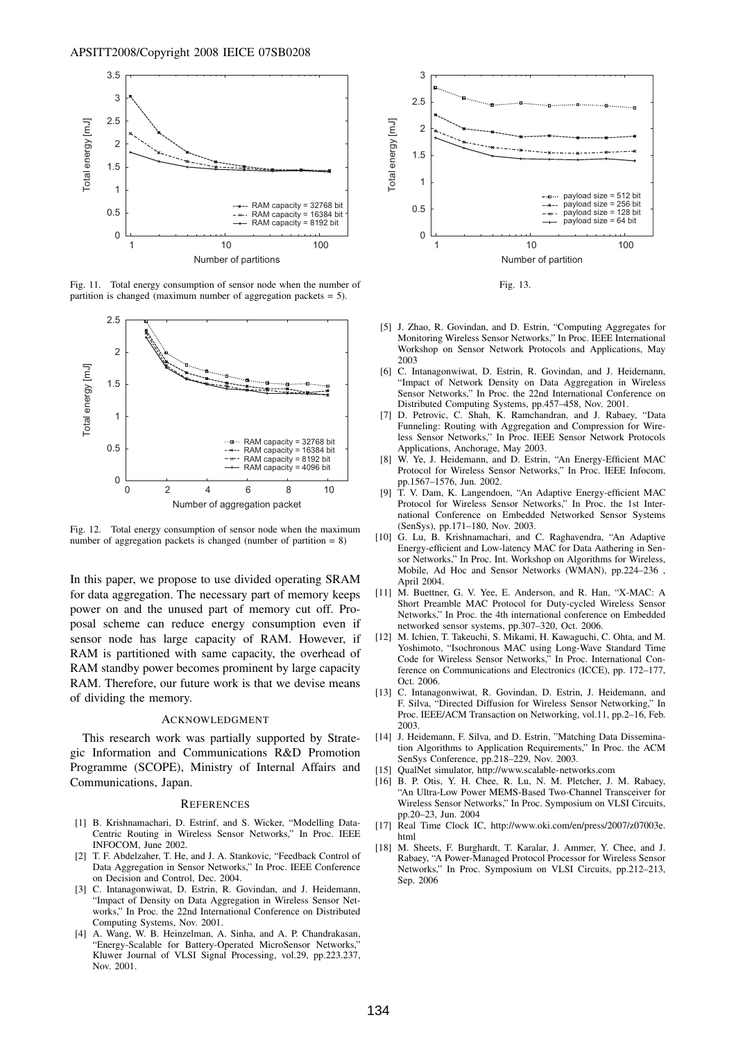3.5
3
2.5
2
1.5
1
0.5
0
Total energy [mJ]
1
10
100
Number of partitions
RAM capacity = 32768 bit
RAM capacity = 16384 bit
RAM capacity = 8192 bit

Fig. 11. Total energy consumption of sensor node when the number of partition is changed (maximum number of aggregation packets = 5).

2.5
2
1.5
1
0.5
0
Total energy [mJ]
0
2
4
6
8
10
Number of aggregation packet
RAM capacity = 32768 bit
RAM capacity = 16384 bit
RAM capacity = 8192 bit
RAM capacity = 4096 bit

Fig. 12. Total energy consumption of sensor node when the maximum number of aggregation packets is changed (number of partition = 8)

In this paper, we propose to use divided operating SRAM for data aggregation. The necessary part of memory keeps power on and the unused part of memory cut off. Proposal scheme can reduce energy consumption even if sensor node has large capacity of RAM. However, if RAM is partitioned with same capacity, the overhead of RAM standby power becomes prominent by large capacity RAM. Therefore, our future work is that we devise means of dividing the memory.

## ACKNOWLEDGMENT

This research work was partially supported by Strategic Information and Communications R&D Promotion Programme (SCOPE), Ministry of Internal Affairs and Communications, Japan.

## REFERENCES

[1] B. Krishnamachari, D. Estrinf, and S. Wicker, "Modelling Data-Centric Routing in Wireless Sensor Networks," In Proc. IEEE INFOCOM, June 2002.

[2] T. F. Abdelzaher, T. He, and J. A. Stankovic, "Feedback Control of Data Aggregation in Sensor Networks," In Proc. IEEE Conference on Decision and Control, Dec. 2004.

[3] C. Intanagonwiwat, D. Estrin, R. Govindan, and J. Heidemann, "Impact of Density on Data Aggregation in Wireless Sensor Networks," In Proc. the 22nd International Conference on Distributed Computing Systems, Nov. 2001.

[4] A. Wang, W. B. Heinzelman, A. Sinha, and A. P. Chandrakasan, "Energy-Scalable for Battery-Operated MicroSensor Networks," Kluwer Journal of VLSI Signal Processing, vol.29, pp.223.237, Nov. 2001.

3
2.5
2
1.5
1
0.5
0
Total energy [mJ]
1
10
100
Number of partition
payload size = 512 bit
payload size = 256 bit
payload size = 128 bit
payload size = 64 bit

Fig. 13.

[5] J. Zhao, R. Govindan, and D. Estrin, "Computing Aggregates for Monitoring Wireless Sensor Networks," In Proc. IEEE International Workshop on Sensor Network Protocols and Applications, May 2003

[6] C. Intanagonwiwat, D. Estrin, R. Govindan, and J. Heidemann, "Impact of Network Density on Data Aggregation in Wireless Sensor Networks," In Proc. the 22nd International Conference on Distributed Computing Systems, pp.457–458, Nov. 2001.

[7] D. Petrovic, C. Shah, K. Ramchandran, and J. Rabaey, "Data Funneling: Routing with Aggregation and Compression for Wireless Sensor Networks," In Proc. IEEE Sensor Network Protocols Applications, Anchorage, May 2003.

[8] W. Ye, J. Heidemann, and D. Estrin, "An Energy-Efficient MAC Protocol for Wireless Sensor Networks," In Proc. IEEE Infocom, pp.1567–1576, Jun. 2002.

[9] T. V. Dam, K. Langendoen, "An Adaptive Energy-efficient MAC Protocol for Wireless Sensor Networks," In Proc. the 1st International Conference on Embedded Networked Sensor Systems (SenSys), pp.171–180, Nov. 2003.

[10] G. Lu, B. Krishnamachari, and C. Raghavendra, "An Adaptive Energy-efficient and Low-latency MAC for Data Aathering in Sensor Networks," In Proc. Int. Workshop on Algorithms for Wireless, Mobile, Ad Hoc and Sensor Networks (WMAN), pp.224–236 , April 2004.

[11] M. Buettner, G. V. Yee, E. Anderson, and R. Han, "X-MAC: A Short Preamble MAC Protocol for Duty-cycled Wireless Sensor Networks," In Proc. the 4th international conference on Embedded networked sensor systems, pp.307–320, Oct. 2006.

[12] M. Ichien, T. Takeuchi, S. Mikami, H. Kawaguchi, C. Ohta, and M. Yoshimoto, "Isochronous MAC using Long-Wave Standard Time Code for Wireless Sensor Networks," In Proc. International Conference on Communications and Electronics (ICCE), pp. 172–177, Oct. 2006.

[13] C. Intanagonwiwat, R. Govindan, D. Estrin, J. Heidemann, and F. Silva, "Directed Diffusion for Wireless Sensor Networking," In Proc. IEEE/ACM Transaction on Networking, vol.11, pp.2–16, Feb. 2003.

[14] J. Heidemann, F. Silva, and D. Estrin, "Matching Data Dissemination Algorithms to Application Requirements," In Proc. the ACM SenSys Conference, pp.218–229, Nov. 2003.

[15] QualNet simulator, http://www.scalable-networks.com

[16] B. P. Otis, Y. H. Chee, R. Lu, N. M. Pletcher, J. M. Rabaey, "An Ultra-Low Power MEMS-Based Two-Channel Transceiver for Wireless Sensor Networks," In Proc. Symposium on VLSI Circuits, pp.20–23, Jun. 2004

[17] Real Time Clock IC, http://www.oki.com/en/press/2007/z07003e.html

[18] M. Sheets, F. Burghardt, T. Karalar, J. Ammer, Y. Chee, and J. Rabaey, "A Power-Managed Protocol Processor for Wireless Sensor Networks," In Proc. Symposium on VLSI Circuits, pp.212–213, Sep. 2006